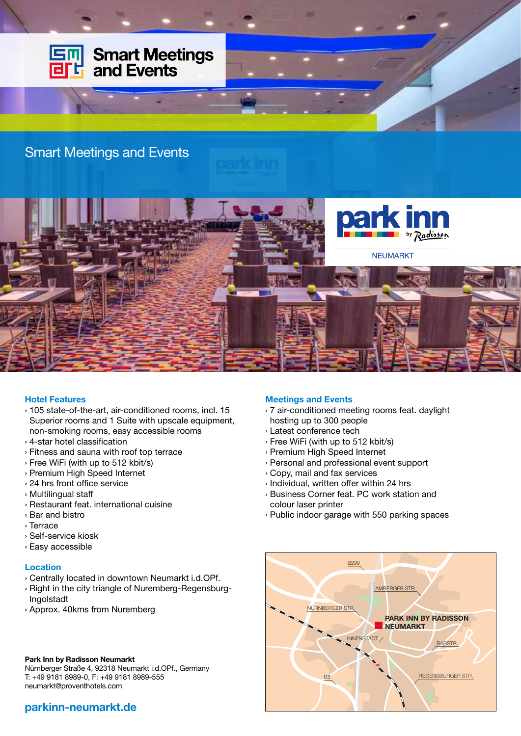# Smart Meetings and Events

## Smart Meetings and Events

park inn by Radisson

NEUMARKT

### Hotel Features

- 105 state-of-the-art, air-conditioned rooms, incl. 15 Superior rooms and 1 Suite with upscale equipment, non-smoking rooms, easy accessible rooms
- 4-star hotel classification
- Fitness and sauna with roof top terrace
- Free WiFi (with up to 512 kbit/s)
- Premium High Speed Internet
- 24 hrs front office service
- Multilingual staff
- Restaurant feat. international cuisine
- Bar and bistro
- Terrace
- Self-service kiosk
- Easy accessible

### Location

- Centrally located in downtown Neumarkt i.d.OPf.
- Right in the city triangle of Nuremberg-Regensburg-Ingolstadt
- Approx. 40kms from Nuremberg

**Park Inn by Radisson Neumarkt**
Nürnberger Straße 4, 92318 Neumarkt i.d.OPf., Germany
T: +49 9181 8989-0, F: +49 9181 8989-555
neumarkt@proventhotels.com

**parkinn-neumarkt.de**

### Meetings and Events

- 7 air-conditioned meeting rooms feat. daylight hosting up to 300 people
- Latest conference tech
- Free WiFi (with up to 512 kbit/s)
- Premium High Speed Internet
- Personal and professional event support
- Copy, mail and fax services
- Individual, written offer within 24 hrs
- Business Corner feat. PC work station and colour laser printer
- Public indoor garage with 550 parking spaces

B299
AMBERGER STR.
NÜRNBERGER STR.
PARK INN BY RADISSON NEUMARKT
INNENSTADT
BADSTR.
DB
B8
REGENSBURGER STR.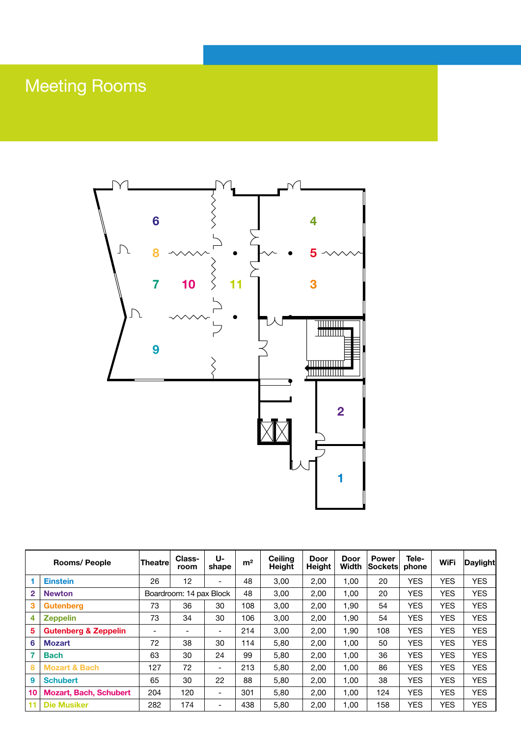# Meeting Rooms

6
4
8
5
7
10
11
3
9
2
1

| | Rooms/ People | Theatre | Class-room | U-shape | m² | Ceiling Height | Door Height | Door Width | Power Sockets | Tele-phone | WiFi | Daylight |
|---|---|---|---|---|---|---|---|---|---|---|---|---|
| 1 | Einstein | 26 | 12 | - | 48 | 3,00 | 2,00 | 1,00 | 20 | YES | YES | YES |
| 2 | Newton | Boardroom: 14 pax Block | | | 48 | 3,00 | 2,00 | 1,00 | 20 | YES | YES | YES |
| 3 | Gutenberg | 73 | 36 | 30 | 108 | 3,00 | 2,00 | 1,90 | 54 | YES | YES | YES |
| 4 | Zeppelin | 73 | 34 | 30 | 106 | 3,00 | 2,00 | 1,90 | 54 | YES | YES | YES |
| 5 | Gutenberg & Zeppelin | - | - | - | 214 | 3,00 | 2,00 | 1,90 | 108 | YES | YES | YES |
| 6 | Mozart | 72 | 38 | 30 | 114 | 5,80 | 2,00 | 1,00 | 50 | YES | YES | YES |
| 7 | Bach | 63 | 30 | 24 | 99 | 5,80 | 2,00 | 1,00 | 36 | YES | YES | YES |
| 8 | Mozart & Bach | 127 | 72 | - | 213 | 5,80 | 2,00 | 1,00 | 86 | YES | YES | YES |
| 9 | Schubert | 65 | 30 | 22 | 88 | 5,80 | 2,00 | 1,00 | 38 | YES | YES | YES |
| 10 | Mozart, Bach, Schubert | 204 | 120 | - | 301 | 5,80 | 2,00 | 1,00 | 124 | YES | YES | YES |
| 11 | Die Musiker | 282 | 174 | - | 438 | 5,80 | 2,00 | 1,00 | 158 | YES | YES | YES |